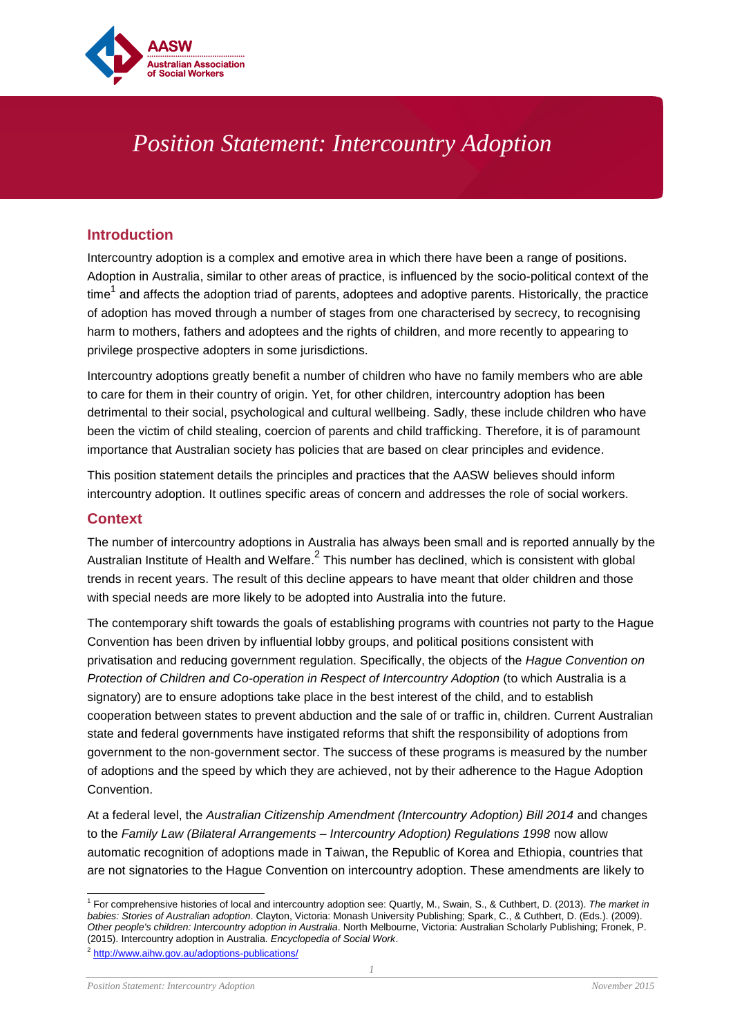# Position Statement: Intercountry Adoption

## Introduction

Intercountry adoption is a complex and emotive area in which there have been a range of positions. Adoption in Australia, similar to other areas of practice, is influenced by the socio-political context of the time[1] and affects the adoption triad of parents, adoptees and adoptive parents. Historically, the practice of adoption has moved through a number of stages from one characterised by secrecy, to recognising harm to mothers, fathers and adoptees and the rights of children, and more recently to appearing to privilege prospective adopters in some jurisdictions.

Intercountry adoptions greatly benefit a number of children who have no family members who are able to care for them in their country of origin. Yet, for other children, intercountry adoption has been detrimental to their social, psychological and cultural wellbeing. Sadly, these include children who have been the victim of child stealing, coercion of parents and child trafficking. Therefore, it is of paramount importance that Australian society has policies that are based on clear principles and evidence.

This position statement details the principles and practices that the AASW believes should inform intercountry adoption. It outlines specific areas of concern and addresses the role of social workers.

## Context

The number of intercountry adoptions in Australia has always been small and is reported annually by the Australian Institute of Health and Welfare.[2] This number has declined, which is consistent with global trends in recent years. The result of this decline appears to have meant that older children and those with special needs are more likely to be adopted into Australia into the future.

The contemporary shift towards the goals of establishing programs with countries not party to the Hague Convention has been driven by influential lobby groups, and political positions consistent with privatisation and reducing government regulation. Specifically, the objects of the *Hague Convention on Protection of Children and Co-operation in Respect of Intercountry Adoption* (to which Australia is a signatory) are to ensure adoptions take place in the best interest of the child, and to establish cooperation between states to prevent abduction and the sale of or traffic in, children. Current Australian state and federal governments have instigated reforms that shift the responsibility of adoptions from government to the non-government sector. The success of these programs is measured by the number of adoptions and the speed by which they are achieved, not by their adherence to the Hague Adoption Convention.

At a federal level, the *Australian Citizenship Amendment (Intercountry Adoption) Bill 2014* and changes to the *Family Law (Bilateral Arrangements – Intercountry Adoption) Regulations 1998* now allow automatic recognition of adoptions made in Taiwan, the Republic of Korea and Ethiopia, countries that are not signatories to the Hague Convention on intercountry adoption. These amendments are likely to

---

[1] For comprehensive histories of local and intercountry adoption see: Quartly, M., Swain, S., & Cuthbert, D. (2013). *The market in babies: Stories of Australian adoption*. Clayton, Victoria: Monash University Publishing; Spark, C., & Cuthbert, D. (Eds.). (2009). *Other people's children: Intercountry adoption in Australia*. North Melbourne, Victoria: Australian Scholarly Publishing; Fronek, P. (2015). Intercountry adoption in Australia. *Encyclopedia of Social Work*.

[2] http://www.aihw.gov.au/adoptions-publications/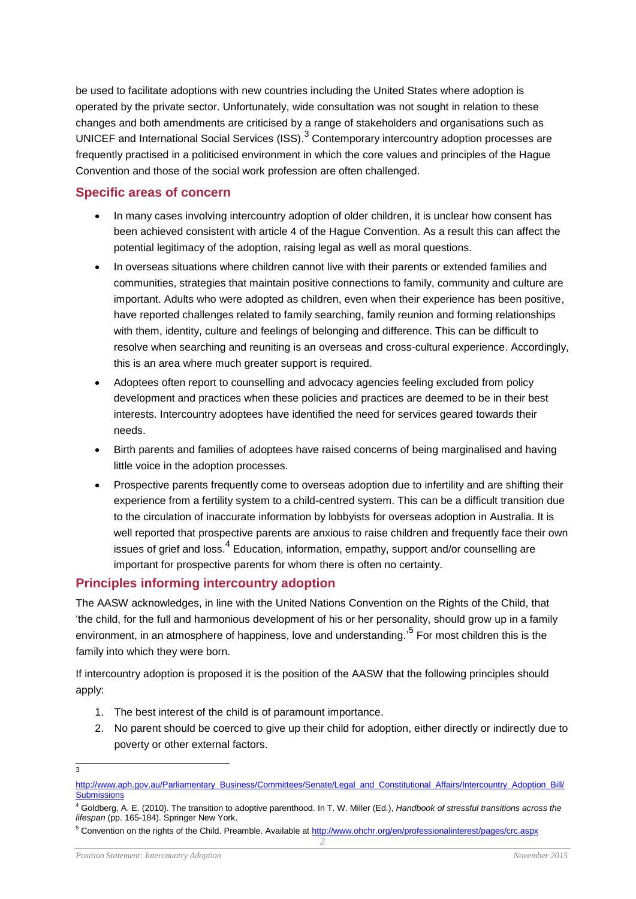be used to facilitate adoptions with new countries including the United States where adoption is operated by the private sector. Unfortunately, wide consultation was not sought in relation to these changes and both amendments are criticised by a range of stakeholders and organisations such as UNICEF and International Social Services (ISS).[3] Contemporary intercountry adoption processes are frequently practised in a politicised environment in which the core values and principles of the Hague Convention and those of the social work profession are often challenged.

## Specific areas of concern

- In many cases involving intercountry adoption of older children, it is unclear how consent has been achieved consistent with article 4 of the Hague Convention. As a result this can affect the potential legitimacy of the adoption, raising legal as well as moral questions.
- In overseas situations where children cannot live with their parents or extended families and communities, strategies that maintain positive connections to family, community and culture are important. Adults who were adopted as children, even when their experience has been positive, have reported challenges related to family searching, family reunion and forming relationships with them, identity, culture and feelings of belonging and difference. This can be difficult to resolve when searching and reuniting is an overseas and cross-cultural experience. Accordingly, this is an area where much greater support is required.
- Adoptees often report to counselling and advocacy agencies feeling excluded from policy development and practices when these policies and practices are deemed to be in their best interests. Intercountry adoptees have identified the need for services geared towards their needs.
- Birth parents and families of adoptees have raised concerns of being marginalised and having little voice in the adoption processes.
- Prospective parents frequently come to overseas adoption due to infertility and are shifting their experience from a fertility system to a child-centred system. This can be a difficult transition due to the circulation of inaccurate information by lobbyists for overseas adoption in Australia. It is well reported that prospective parents are anxious to raise children and frequently face their own issues of grief and loss.[4] Education, information, empathy, support and/or counselling are important for prospective parents for whom there is often no certainty.

## Principles informing intercountry adoption

The AASW acknowledges, in line with the United Nations Convention on the Rights of the Child, that 'the child, for the full and harmonious development of his or her personality, should grow up in a family environment, in an atmosphere of happiness, love and understanding.'[5] For most children this is the family into which they were born.

If intercountry adoption is proposed it is the position of the AASW that the following principles should apply:

1. The best interest of the child is of paramount importance.
2. No parent should be coerced to give up their child for adoption, either directly or indirectly due to poverty or other external factors.

---

[3] http://www.aph.gov.au/Parliamentary_Business/Committees/Senate/Legal_and_Constitutional_Affairs/Intercountry_Adoption_Bill/Submissions

[4] Goldberg, A. E. (2010). The transition to adoptive parenthood. In T. W. Miller (Ed.), *Handbook of stressful transitions across the lifespan* (pp. 165-184). Springer New York.

[5] Convention on the rights of the Child. Preamble. Available at http://www.ohchr.org/en/professionalinterest/pages/crc.aspx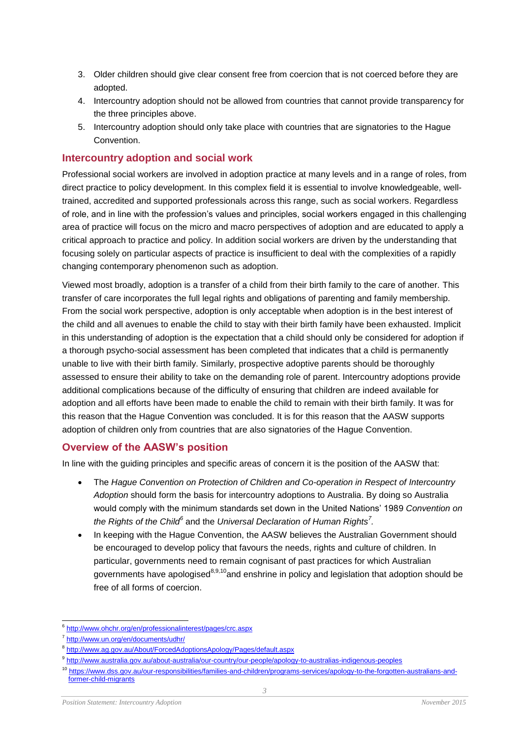3. Older children should give clear consent free from coercion that is not coerced before they are adopted.
4. Intercountry adoption should not be allowed from countries that cannot provide transparency for the three principles above.
5. Intercountry adoption should only take place with countries that are signatories to the Hague Convention.

## Intercountry adoption and social work

Professional social workers are involved in adoption practice at many levels and in a range of roles, from direct practice to policy development. In this complex field it is essential to involve knowledgeable, well-trained, accredited and supported professionals across this range, such as social workers. Regardless of role, and in line with the profession's values and principles, social workers engaged in this challenging area of practice will focus on the micro and macro perspectives of adoption and are educated to apply a critical approach to practice and policy. In addition social workers are driven by the understanding that focusing solely on particular aspects of practice is insufficient to deal with the complexities of a rapidly changing contemporary phenomenon such as adoption.

Viewed most broadly, adoption is a transfer of a child from their birth family to the care of another. This transfer of care incorporates the full legal rights and obligations of parenting and family membership. From the social work perspective, adoption is only acceptable when adoption is in the best interest of the child and all avenues to enable the child to stay with their birth family have been exhausted. Implicit in this understanding of adoption is the expectation that a child should only be considered for adoption if a thorough psycho-social assessment has been completed that indicates that a child is permanently unable to live with their birth family. Similarly, prospective adoptive parents should be thoroughly assessed to ensure their ability to take on the demanding role of parent. Intercountry adoptions provide additional complications because of the difficulty of ensuring that children are indeed available for adoption and all efforts have been made to enable the child to remain with their birth family. It was for this reason that the Hague Convention was concluded. It is for this reason that the AASW supports adoption of children only from countries that are also signatories of the Hague Convention.

## Overview of the AASW's position

In line with the guiding principles and specific areas of concern it is the position of the AASW that:

- The *Hague Convention on Protection of Children and Co-operation in Respect of Intercountry Adoption* should form the basis for intercountry adoptions to Australia. By doing so Australia would comply with the minimum standards set down in the United Nations' 1989 *Convention on the Rights of the Child*[6] and the *Universal Declaration of Human Rights*[7].
- In keeping with the Hague Convention, the AASW believes the Australian Government should be encouraged to develop policy that favours the needs, rights and culture of children. In particular, governments need to remain cognisant of past practices for which Australian governments have apologised[8,9,10] and enshrine in policy and legislation that adoption should be free of all forms of coercion.

---

[6] http://www.ohchr.org/en/professionalinterest/pages/crc.aspx

[7] http://www.un.org/en/documents/udhr/

[8] http://www.ag.gov.au/About/ForcedAdoptionsApology/Pages/default.aspx

[9] http://www.australia.gov.au/about-australia/our-country/our-people/apology-to-australias-indigenous-peoples

[10] https://www.dss.gov.au/our-responsibilities/families-and-children/programs-services/apology-to-the-forgotten-australians-and-former-child-migrants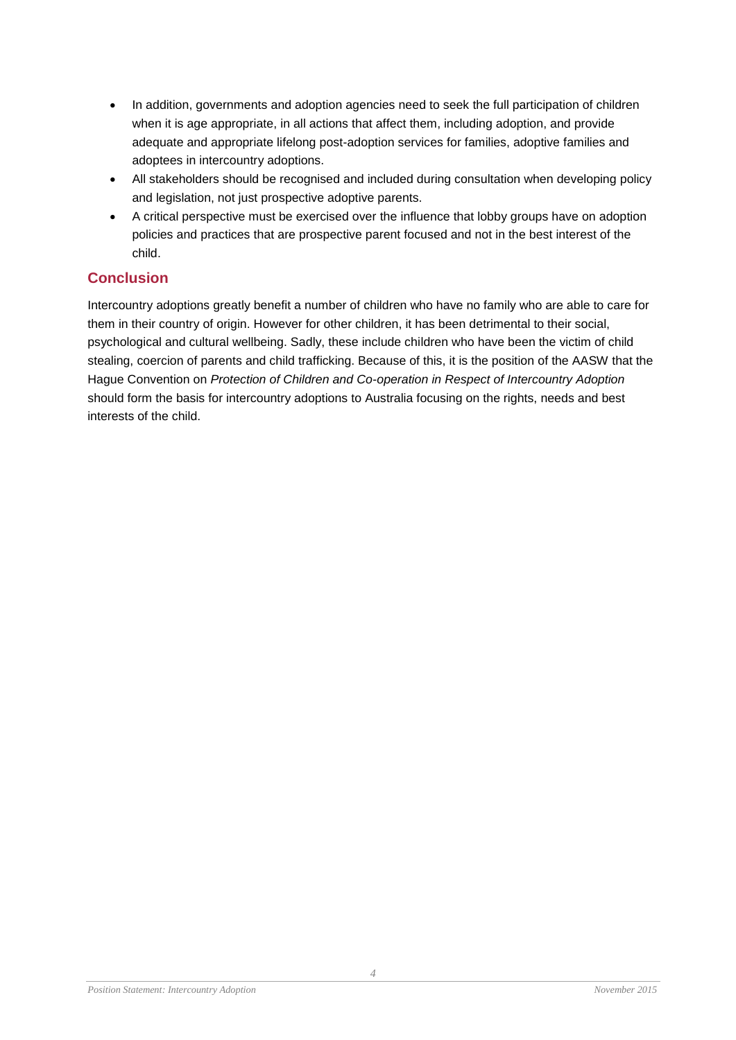- In addition, governments and adoption agencies need to seek the full participation of children when it is age appropriate, in all actions that affect them, including adoption, and provide adequate and appropriate lifelong post-adoption services for families, adoptive families and adoptees in intercountry adoptions.
- All stakeholders should be recognised and included during consultation when developing policy and legislation, not just prospective adoptive parents.
- A critical perspective must be exercised over the influence that lobby groups have on adoption policies and practices that are prospective parent focused and not in the best interest of the child.

## Conclusion

Intercountry adoptions greatly benefit a number of children who have no family who are able to care for them in their country of origin. However for other children, it has been detrimental to their social, psychological and cultural wellbeing. Sadly, these include children who have been the victim of child stealing, coercion of parents and child trafficking. Because of this, it is the position of the AASW that the Hague Convention on *Protection of Children and Co-operation in Respect of Intercountry Adoption* should form the basis for intercountry adoptions to Australia focusing on the rights, needs and best interests of the child.